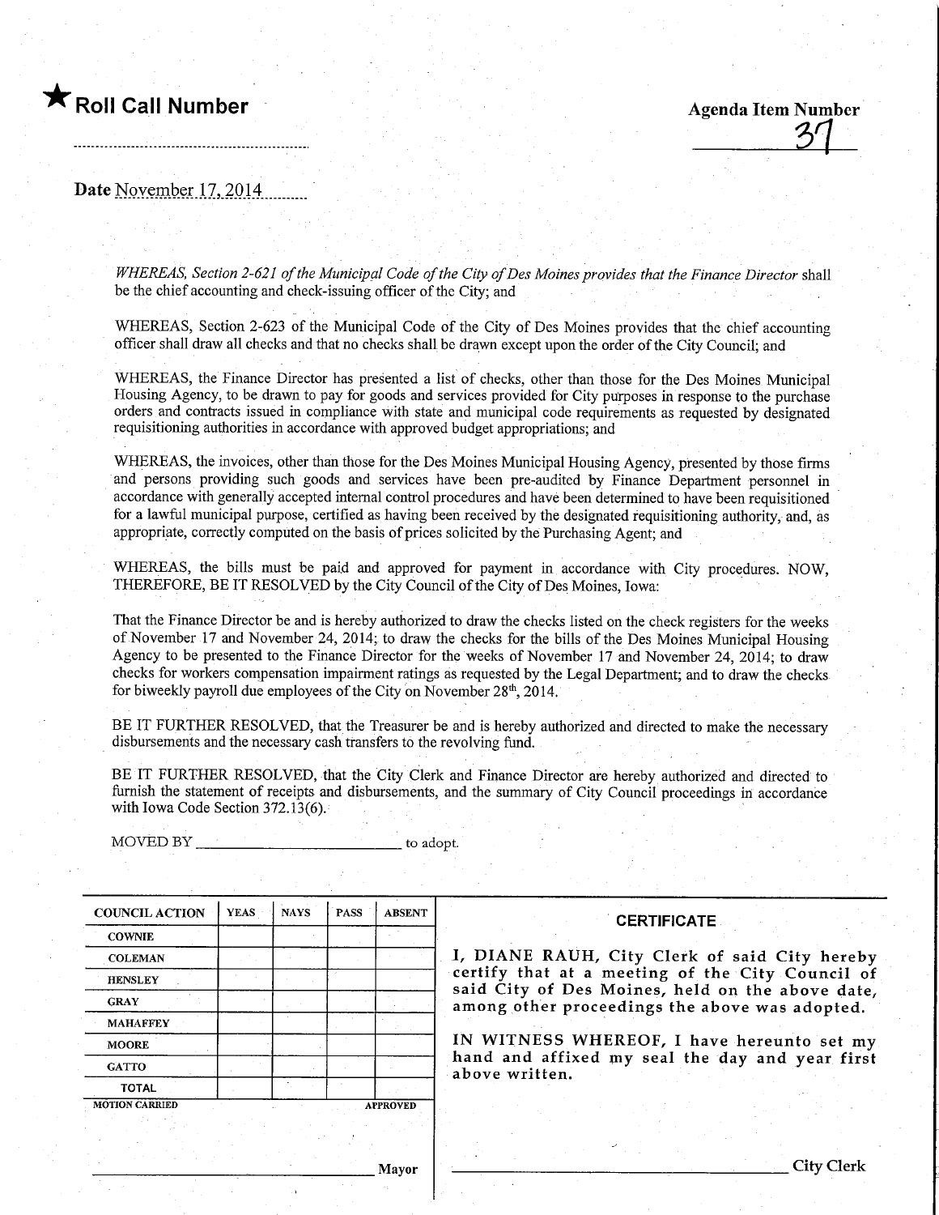★ **Roll Call Number**

**Agenda Item Number**
37

**Date** November 17, 2014

*WHEREAS, Section 2-621 of the Municipal Code of the City of Des Moines provides that the Finance Director* shall be the chief accounting and check-issuing officer of the City; and

WHEREAS, Section 2-623 of the Municipal Code of the City of Des Moines provides that the chief accounting officer shall draw all checks and that no checks shall be drawn except upon the order of the City Council; and

WHEREAS, the Finance Director has presented a list of checks, other than those for the Des Moines Municipal Housing Agency, to be drawn to pay for goods and services provided for City purposes in response to the purchase orders and contracts issued in compliance with state and municipal code requirements as requested by designated requisitioning authorities in accordance with approved budget appropriations; and

WHEREAS, the invoices, other than those for the Des Moines Municipal Housing Agency, presented by those firms and persons providing such goods and services have been pre-audited by Finance Department personnel in accordance with generally accepted internal control procedures and have been determined to have been requisitioned for a lawful municipal purpose, certified as having been received by the designated requisitioning authority, and, as appropriate, correctly computed on the basis of prices solicited by the Purchasing Agent; and

WHEREAS, the bills must be paid and approved for payment in accordance with City procedures. NOW, THEREFORE, BE IT RESOLVED by the City Council of the City of Des Moines, Iowa:

That the Finance Director be and is hereby authorized to draw the checks listed on the check registers for the weeks of November 17 and November 24, 2014; to draw the checks for the bills of the Des Moines Municipal Housing Agency to be presented to the Finance Director for the weeks of November 17 and November 24, 2014; to draw checks for workers compensation impairment ratings as requested by the Legal Department; and to draw the checks for biweekly payroll due employees of the City on November 28th, 2014.

BE IT FURTHER RESOLVED, that the Treasurer be and is hereby authorized and directed to make the necessary disbursements and the necessary cash transfers to the revolving fund.

BE IT FURTHER RESOLVED, that the City Clerk and Finance Director are hereby authorized and directed to furnish the statement of receipts and disbursements, and the summary of City Council proceedings in accordance with Iowa Code Section 372.13(6).

MOVED BY ____________________ to adopt.

| COUNCIL ACTION | YEAS | NAYS | PASS | ABSENT |
|---|---|---|---|---|
| COWNIE | | | | |
| COLEMAN | | | | |
| HENSLEY | | | | |
| GRAY | | | | |
| MAHAFFEY | | | | |
| MOORE | | | | |
| GATTO | | | | |
| TOTAL | | | | |

MOTION CARRIED APPROVED

____________________ Mayor

**CERTIFICATE**

I, DIANE RAUH, City Clerk of said City hereby certify that at a meeting of the City Council of said City of Des Moines, held on the above date, among other proceedings the above was adopted.

IN WITNESS WHEREOF, I have hereunto set my hand and affixed my seal the day and year first above written.

____________________ City Clerk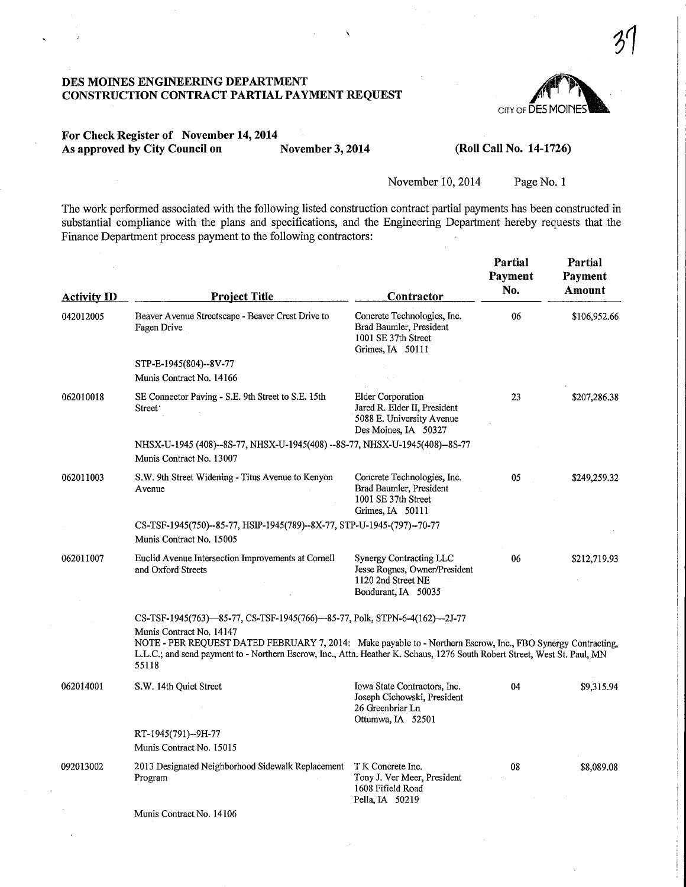# DES MOINES ENGINEERING DEPARTMENT
# CONSTRUCTION CONTRACT PARTIAL PAYMENT REQUEST

CITY OF DES MOINES

**For Check Register of November 14, 2014**
**As approved by City Council on November 3, 2014**
**(Roll Call No. 14-1726)**

November 10, 2014 Page No. 1

The work performed associated with the following listed construction contract partial payments has been constructed in substantial compliance with the plans and specifications, and the Engineering Department hereby requests that the Finance Department process payment to the following contractors:

| Activity ID | Project Title | Contractor | Partial Payment No. | Partial Payment Amount |
|---|---|---|---|---|
| 042012005 | Beaver Avenue Streetscape - Beaver Crest Drive to Fagen Drive<br>STP-E-1945(804)--8V-77<br>Munis Contract No. 14166 | Concrete Technologies, Inc.<br>Brad Baumler, President<br>1001 SE 37th Street<br>Grimes, IA 50111 | 06 | $106,952.66 |
| 062010018 | SE Connector Paving - S.E. 9th Street to S.E. 15th Street<br>NHSX-U-1945 (408)--8S-77, NHSX-U-1945(408) --8S-77, NHSX-U-1945(408)--8S-77<br>Munis Contract No. 13007 | Elder Corporation<br>Jared R. Elder II, President<br>5088 E. University Avenue<br>Des Moines, IA 50327 | 23 | $207,286.38 |
| 062011003 | S.W. 9th Street Widening - Titus Avenue to Kenyon Avenue<br>CS-TSF-1945(750)--85-77, HSIP-1945(789)--8X-77, STP-U-1945-(797)--70-77<br>Munis Contract No. 15005 | Concrete Technologies, Inc.<br>Brad Baumler, President<br>1001 SE 37th Street<br>Grimes, IA 50111 | 05 | $249,259.32 |
| 062011007 | Euclid Avenue Intersection Improvements at Cornell and Oxford Streets<br>CS-TSF-1945(763)—85-77, CS-TSF-1945(766)—85-77, Polk, STPN-6-4(162)—2J-77<br>Munis Contract No. 14147<br>NOTE - PER REQUEST DATED FEBRUARY 7, 2014: Make payable to - Northern Escrow, Inc., FBO Synergy Contracting, L.L.C.; and send payment to - Northern Escrow, Inc., Attn. Heather K. Schaus, 1276 South Robert Street, West St. Paul, MN 55118 | Synergy Contracting LLC<br>Jesse Rognes, Owner/President<br>1120 2nd Street NE<br>Bondurant, IA 50035 | 06 | $212,719.93 |
| 062014001 | S.W. 14th Quiet Street<br>RT-1945(791)--9H-77<br>Munis Contract No. 15015 | Iowa State Contractors, Inc.<br>Joseph Cichowski, President<br>26 Greenbriar Ln<br>Ottumwa, IA 52501 | 04 | $9,315.94 |
| 092013002 | 2013 Designated Neighborhood Sidewalk Replacement Program<br>Munis Contract No. 14106 | T K Concrete Inc.<br>Tony J. Ver Meer, President<br>1608 Fifield Road<br>Pella, IA 50219 | 08 | $8,089.08 |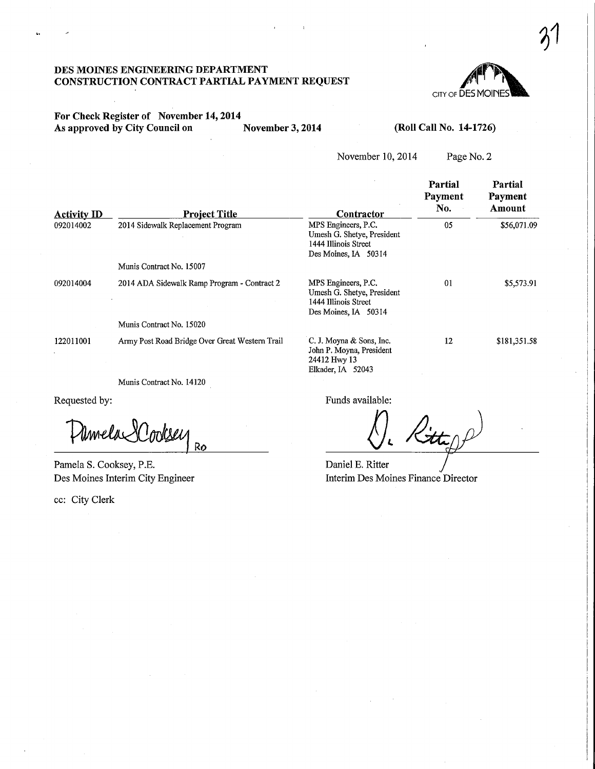**DES MOINES ENGINEERING DEPARTMENT**
**CONSTRUCTION CONTRACT PARTIAL PAYMENT REQUEST**

CITY OF DES MOINES

**For Check Register of November 14, 2014**
**As approved by City Council on November 3, 2014** **(Roll Call No. 14-1726)**

November 10, 2014 Page No. 2

| Activity ID | Project Title | Contractor | Partial Payment No. | Partial Payment Amount |
|---|---|---|---|---|
| 092014002 | 2014 Sidewalk Replacement Program<br>Munis Contract No. 15007 | MPS Engineers, P.C.<br>Umesh G. Shetye, President<br>1444 Illinois Street<br>Des Moines, IA 50314 | 05 | $56,071.09 |
| 092014004 | 2014 ADA Sidewalk Ramp Program - Contract 2<br>Munis Contract No. 15020 | MPS Engineers, P.C.<br>Umesh G. Shetye, President<br>1444 Illinois Street<br>Des Moines, IA 50314 | 01 | $5,573.91 |
| 122011001 | Army Post Road Bridge Over Great Western Trail<br>Munis Contract No. 14120 | C. J. Moyna & Sons, Inc.<br>John P. Moyna, President<br>24412 Hwy 13<br>Elkader, IA 52043 | 12 | $181,351.58 |

Requested by:

Pamela S. Cooksey, P.E.
Des Moines Interim City Engineer

Funds available:

Daniel E. Ritter
Interim Des Moines Finance Director

cc: City Clerk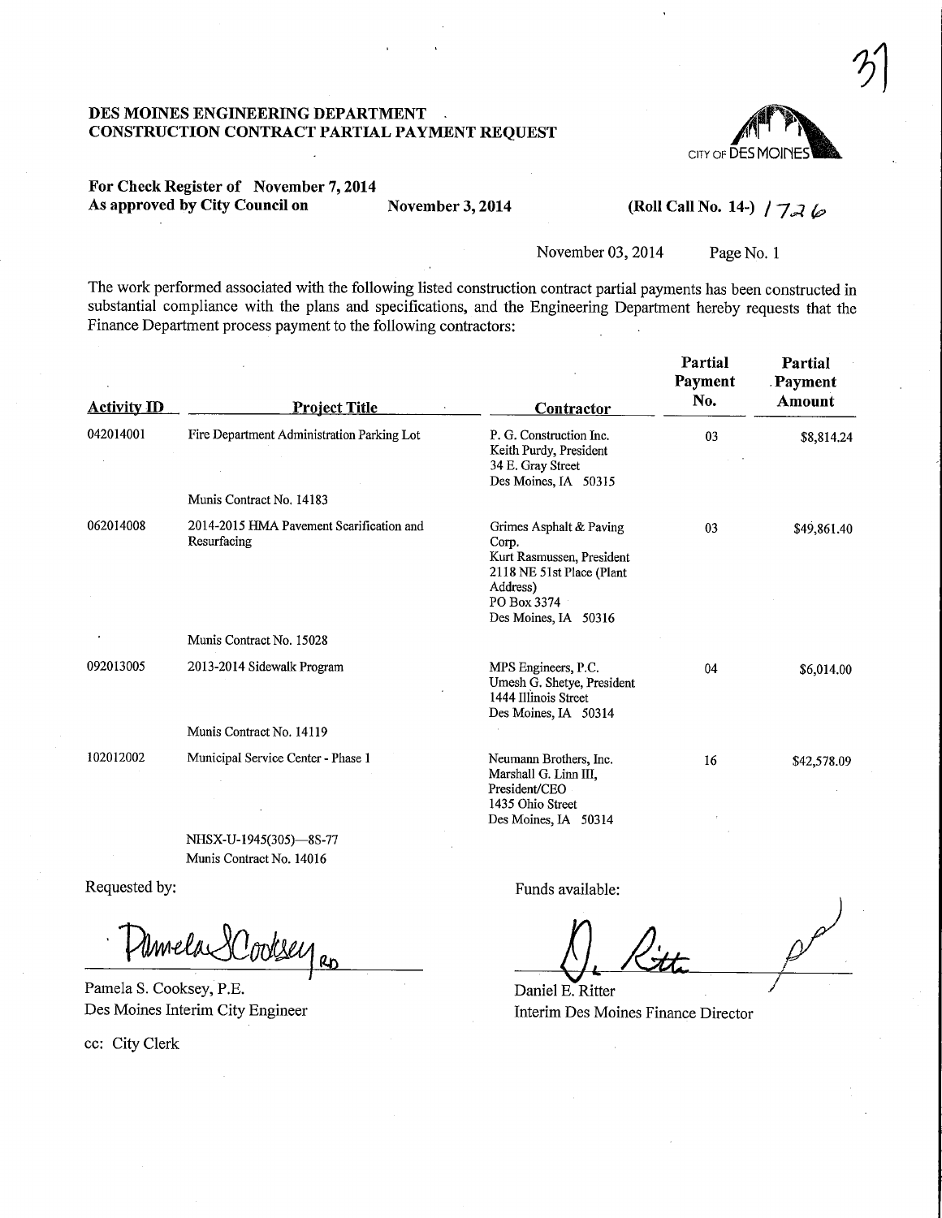# DES MOINES ENGINEERING DEPARTMENT
# CONSTRUCTION CONTRACT PARTIAL PAYMENT REQUEST

CITY OF DES MOINES

**For Check Register of November 7, 2014**
**As approved by City Council on November 3, 2014** **(Roll Call No. 14-) 1726**

November 03, 2014 Page No. 1

The work performed associated with the following listed construction contract partial payments has been constructed in substantial compliance with the plans and specifications, and the Engineering Department hereby requests that the Finance Department process payment to the following contractors:

| Activity ID | Project Title | Contractor | Partial Payment No. | Partial Payment Amount |
|---|---|---|---|---|
| 042014001 | Fire Department Administration Parking Lot<br>Munis Contract No. 14183 | P. G. Construction Inc.<br>Keith Purdy, President<br>34 E. Gray Street<br>Des Moines, IA 50315 | 03 | $8,814.24 |
| 062014008 | 2014-2015 HMA Pavement Scarification and Resurfacing<br>Munis Contract No. 15028 | Grimes Asphalt & Paving Corp.<br>Kurt Rasmussen, President<br>2118 NE 51st Place (Plant Address)<br>PO Box 3374<br>Des Moines, IA 50316 | 03 | $49,861.40 |
| 092013005 | 2013-2014 Sidewalk Program<br>Munis Contract No. 14119 | MPS Engineers, P.C.<br>Umesh G. Shetye, President<br>1444 Illinois Street<br>Des Moines, IA 50314 | 04 | $6,014.00 |
| 102012002 | Municipal Service Center - Phase 1<br>NHSX-U-1945(305)—8S-77<br>Munis Contract No. 14016 | Neumann Brothers, Inc.<br>Marshall G. Linn III, President/CEO<br>1435 Ohio Street<br>Des Moines, IA 50314 | 16 | $42,578.09 |

Requested by:

Pamela S. Cooksey, P.E.
Des Moines Interim City Engineer

Funds available:

Daniel E. Ritter
Interim Des Moines Finance Director

cc: City Clerk